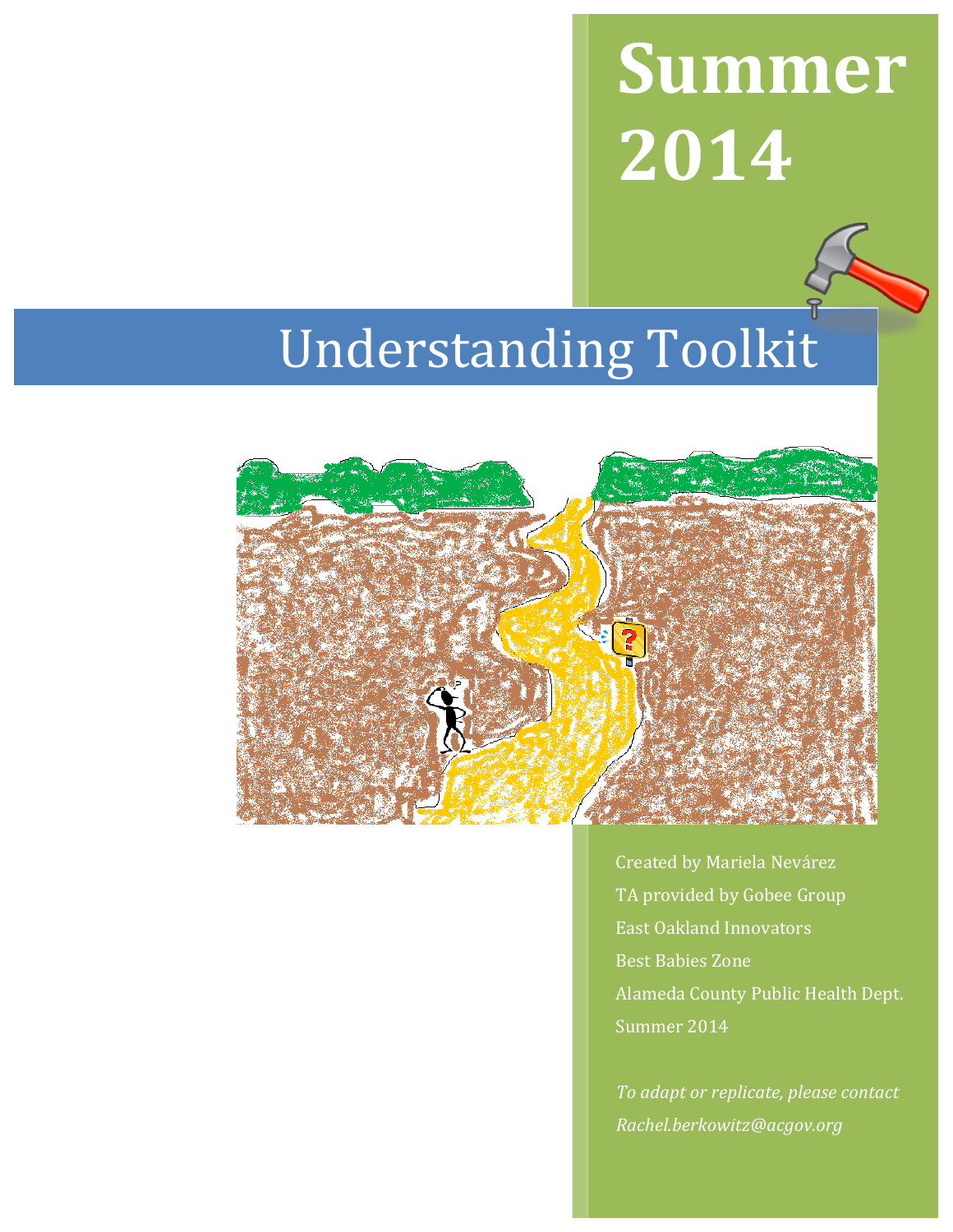# Summer 2014

# Understanding Toolkit

Created by Mariela Nevárez
TA provided by Gobee Group
East Oakland Innovators
Best Babies Zone
Alameda County Public Health Dept.
Summer 2014

*To adapt or replicate, please contact*
*Rachel.berkowitz@acgov.org*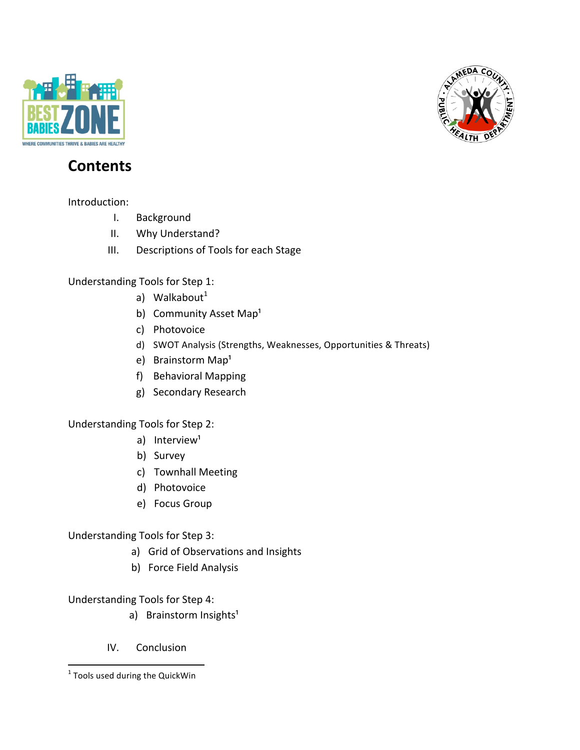# Contents

Introduction:

I. Background
II. Why Understand?
III. Descriptions of Tools for each Stage

Understanding Tools for Step 1:

a) Walkabout[1]
b) Community Asset Map[1]
c) Photovoice
d) SWOT Analysis (Strengths, Weaknesses, Opportunities & Threats)
e) Brainstorm Map[1]
f) Behavioral Mapping
g) Secondary Research

Understanding Tools for Step 2:

a) Interview[1]
b) Survey
c) Townhall Meeting
d) Photovoice
e) Focus Group

Understanding Tools for Step 3:

a) Grid of Observations and Insights
b) Force Field Analysis

Understanding Tools for Step 4:

a) Brainstorm Insights[1]

IV. Conclusion

---

[1] Tools used during the QuickWin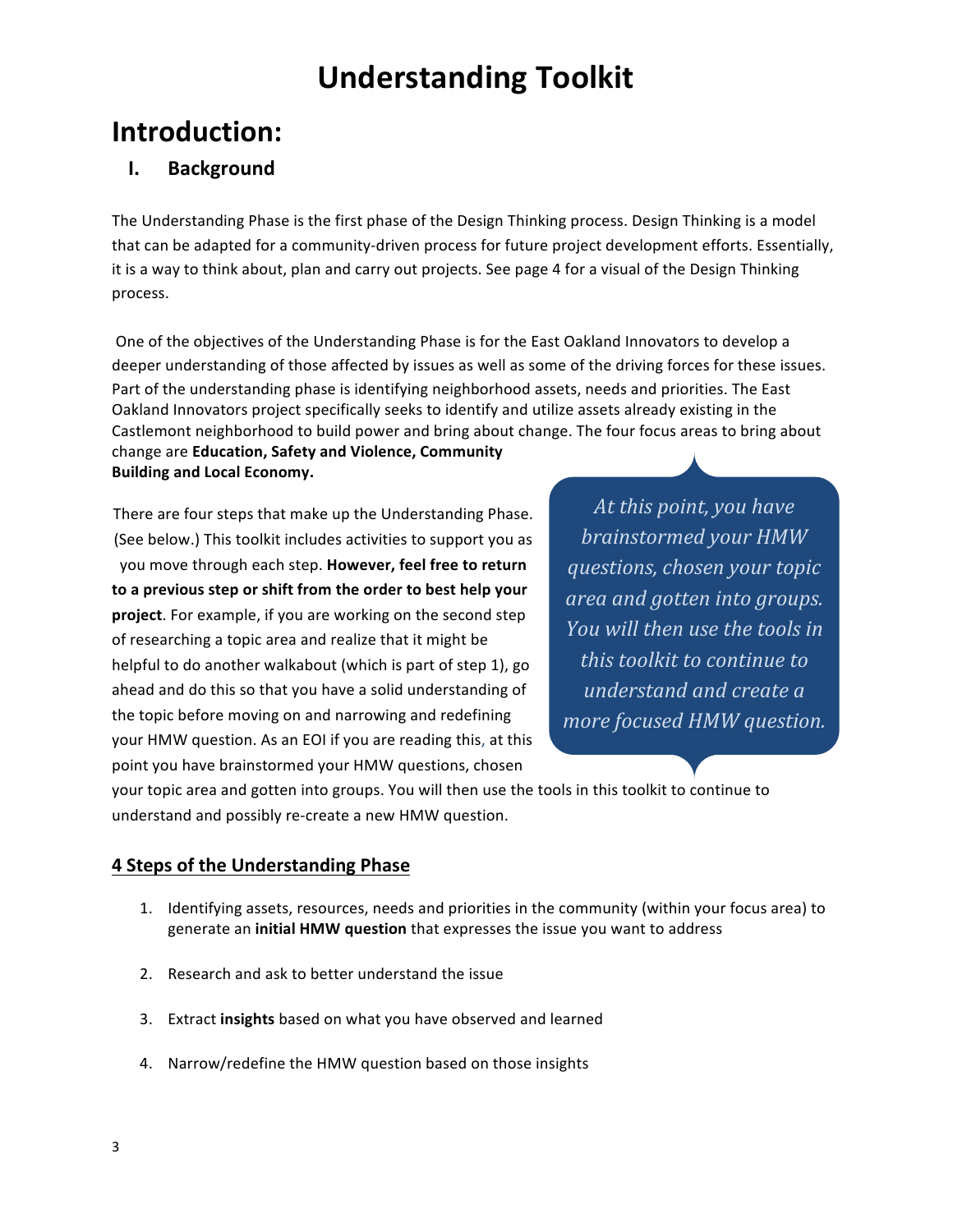# Understanding Toolkit

## Introduction:

### I. Background

The Understanding Phase is the first phase of the Design Thinking process. Design Thinking is a model that can be adapted for a community-driven process for future project development efforts. Essentially, it is a way to think about, plan and carry out projects. See page 4 for a visual of the Design Thinking process.

One of the objectives of the Understanding Phase is for the East Oakland Innovators to develop a deeper understanding of those affected by issues as well as some of the driving forces for these issues. Part of the understanding phase is identifying neighborhood assets, needs and priorities. The East Oakland Innovators project specifically seeks to identify and utilize assets already existing in the Castlemont neighborhood to build power and bring about change. The four focus areas to bring about change are **Education, Safety and Violence, Community Building and Local Economy.**

> *At this point, you have brainstormed your HMW questions, chosen your topic area and gotten into groups. You will then use the tools in this toolkit to continue to understand and create a more focused HMW question.*

There are four steps that make up the Understanding Phase. (See below.) This toolkit includes activities to support you as you move through each step. **However, feel free to return to a previous step or shift from the order to best help your project**. For example, if you are working on the second step of researching a topic area and realize that it might be helpful to do another walkabout (which is part of step 1), go ahead and do this so that you have a solid understanding of the topic before moving on and narrowing and redefining your HMW question. As an EOI if you are reading this, at this point you have brainstormed your HMW questions, chosen your topic area and gotten into groups. You will then use the tools in this toolkit to continue to understand and possibly re-create a new HMW question.

**<u>4 Steps of the Understanding Phase</u>**

1. Identifying assets, resources, needs and priorities in the community (within your focus area) to generate an **initial HMW question** that expresses the issue you want to address

2. Research and ask to better understand the issue

3. Extract **insights** based on what you have observed and learned

4. Narrow/redefine the HMW question based on those insights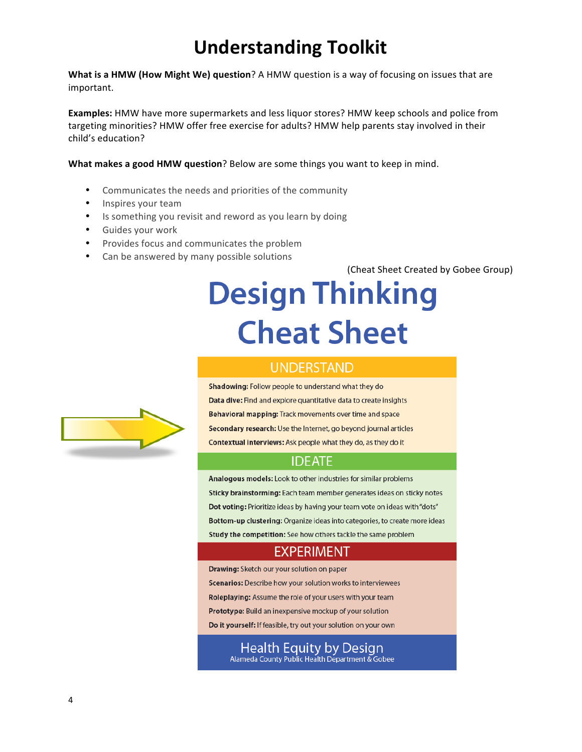# Understanding Toolkit

**What is a HMW (How Might We) question**? A HMW question is a way of focusing on issues that are important.

**Examples:** HMW have more supermarkets and less liquor stores? HMW keep schools and police from targeting minorities? HMW offer free exercise for adults? HMW help parents stay involved in their child's education?

**What makes a good HMW question**? Below are some things you want to keep in mind.

- Communicates the needs and priorities of the community
- Inspires your team
- Is something you revisit and reword as you learn by doing
- Guides your work
- Provides focus and communicates the problem
- Can be answered by many possible solutions

(Cheat Sheet Created by Gobee Group)

## Design Thinking Cheat Sheet

### UNDERSTAND

**Shadowing:** Follow people to understand what they do

**Data dive:** Find and explore quantitative data to create insights

**Behavioral mapping:** Track movements over time and space

**Secondary research:** Use the Internet, go beyond journal articles

**Contextual interviews:** Ask people what they do, as they do it

### IDEATE

**Analogous models:** Look to other industries for similar problems

**Sticky brainstorming:** Each team member generates ideas on sticky notes

**Dot voting:** Prioritize ideas by having your team vote on ideas with "dots"

**Bottom-up clustering:** Organize ideas into categories, to create more ideas

**Study the competition:** See how others tackle the same problem

### EXPERIMENT

**Drawing:** Sketch our your solution on paper

**Scenarios:** Describe how your solution works to interviewees

**Roleplaying:** Assume the role of your users with your team

**Prototype:** Build an inexpensive mockup of your solution

**Do it yourself:** If feasible, try out your solution on your own

Health Equity by Design

Alameda County Public Health Department & Gobee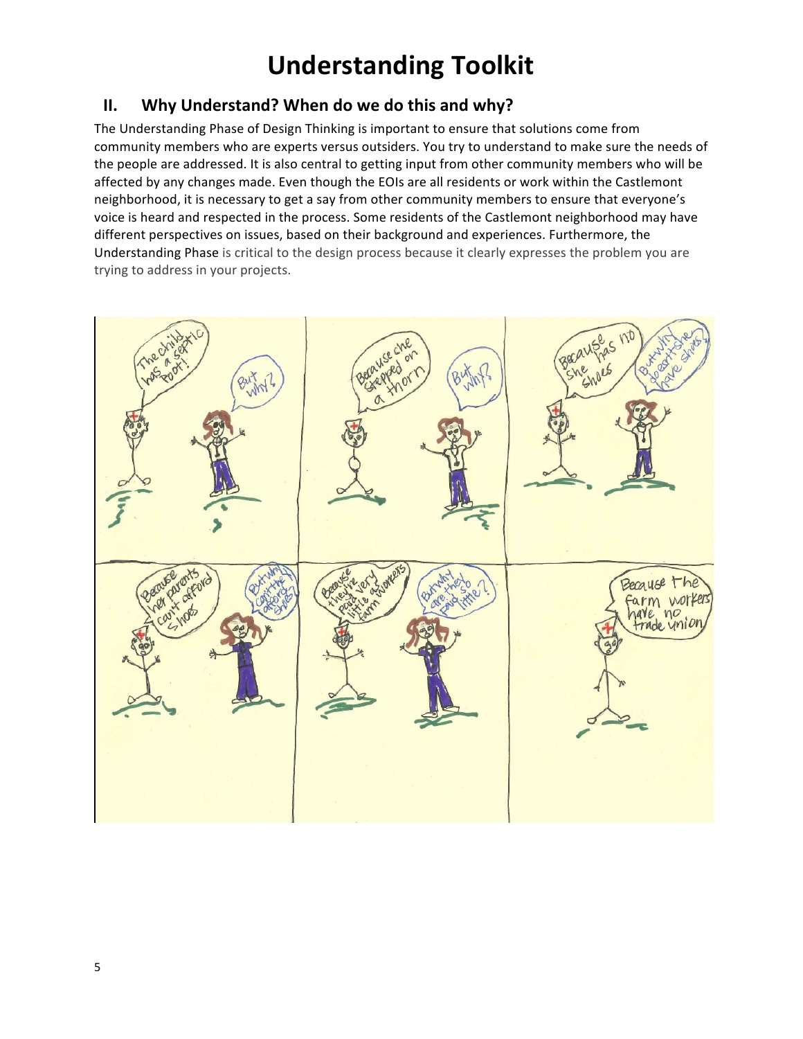# Understanding Toolkit

## II. Why Understand? When do we do this and why?

The Understanding Phase of Design Thinking is important to ensure that solutions come from community members who are experts versus outsiders. You try to understand to make sure the needs of the people are addressed. It is also central to getting input from other community members who will be affected by any changes made. Even though the EOIs are all residents or work within the Castlemont neighborhood, it is necessary to get a say from other community members to ensure that everyone's voice is heard and respected in the process. Some residents of the Castlemont neighborhood may have different perspectives on issues, based on their background and experiences. Furthermore, the Understanding Phase is critical to the design process because it clearly expresses the problem you are trying to address in your projects.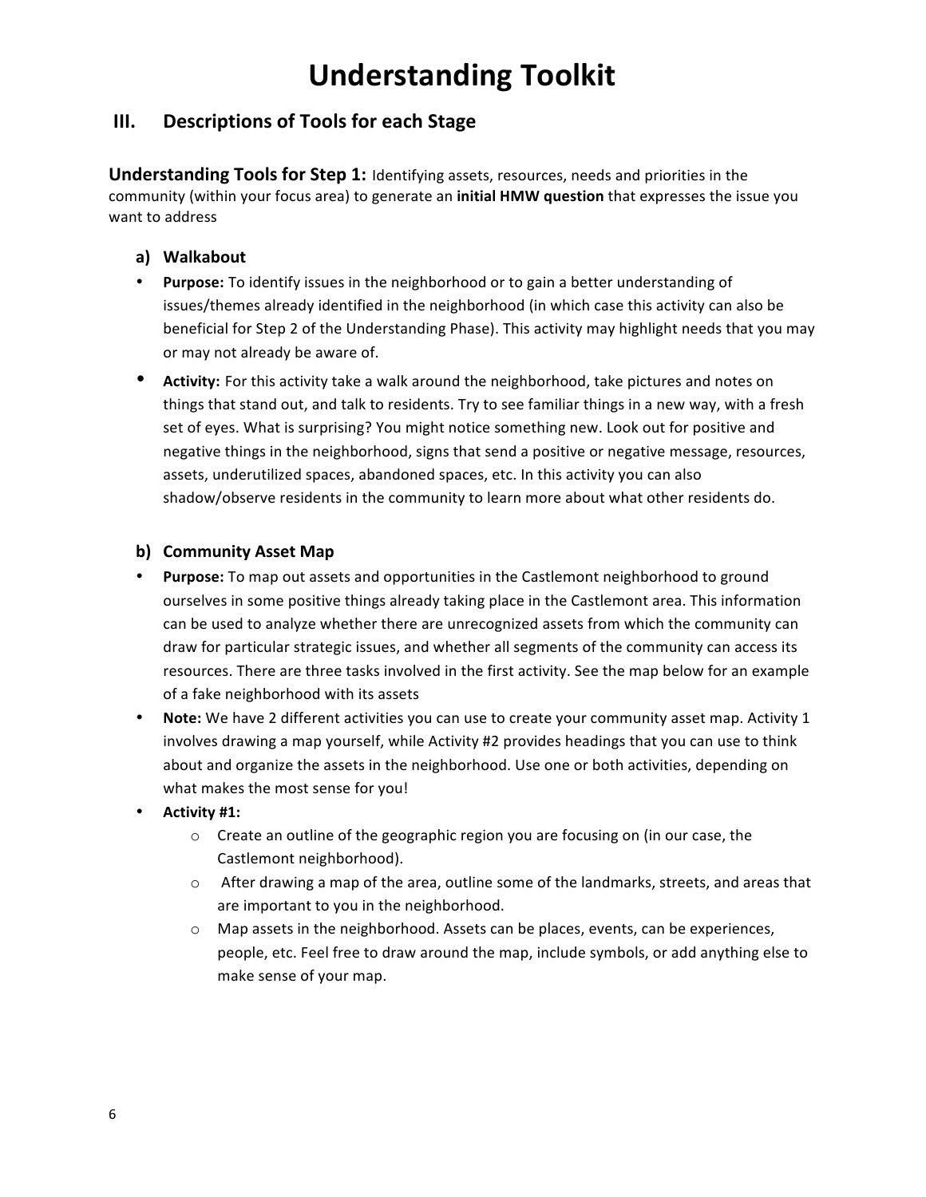# Understanding Toolkit

## III. Descriptions of Tools for each Stage

**Understanding Tools for Step 1:** Identifying assets, resources, needs and priorities in the community (within your focus area) to generate an **initial HMW question** that expresses the issue you want to address

### a) Walkabout

- **Purpose:** To identify issues in the neighborhood or to gain a better understanding of issues/themes already identified in the neighborhood (in which case this activity can also be beneficial for Step 2 of the Understanding Phase). This activity may highlight needs that you may or may not already be aware of.
- **Activity:** For this activity take a walk around the neighborhood, take pictures and notes on things that stand out, and talk to residents. Try to see familiar things in a new way, with a fresh set of eyes. What is surprising? You might notice something new. Look out for positive and negative things in the neighborhood, signs that send a positive or negative message, resources, assets, underutilized spaces, abandoned spaces, etc. In this activity you can also shadow/observe residents in the community to learn more about what other residents do.

### b) Community Asset Map

- **Purpose:** To map out assets and opportunities in the Castlemont neighborhood to ground ourselves in some positive things already taking place in the Castlemont area. This information can be used to analyze whether there are unrecognized assets from which the community can draw for particular strategic issues, and whether all segments of the community can access its resources. There are three tasks involved in the first activity. See the map below for an example of a fake neighborhood with its assets
- **Note:** We have 2 different activities you can use to create your community asset map. Activity 1 involves drawing a map yourself, while Activity #2 provides headings that you can use to think about and organize the assets in the neighborhood. Use one or both activities, depending on what makes the most sense for you!
- **Activity #1:**
    - Create an outline of the geographic region you are focusing on (in our case, the Castlemont neighborhood).
    - After drawing a map of the area, outline some of the landmarks, streets, and areas that are important to you in the neighborhood.
    - Map assets in the neighborhood. Assets can be places, events, can be experiences, people, etc. Feel free to draw around the map, include symbols, or add anything else to make sense of your map.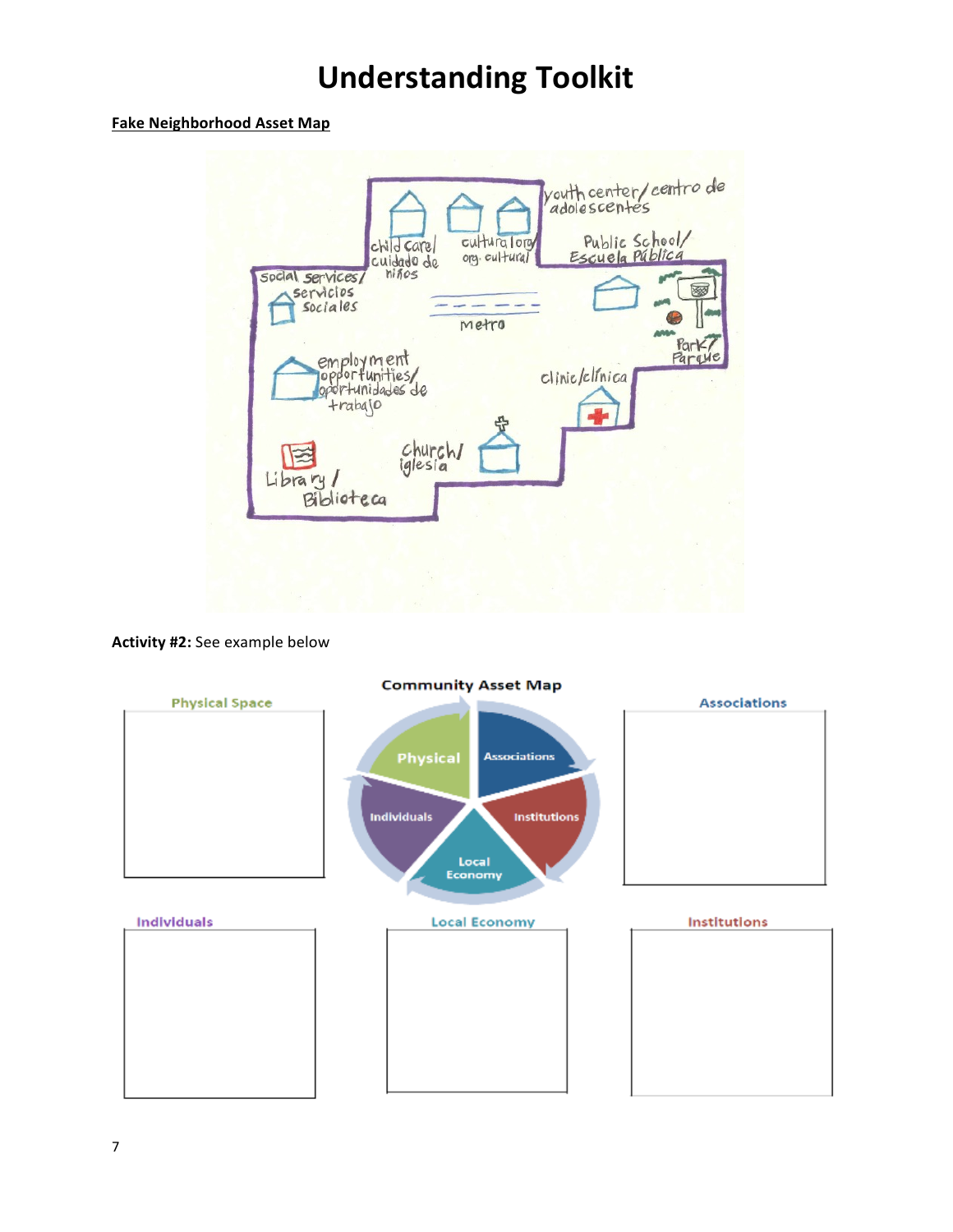# Understanding Toolkit

**Fake Neighborhood Asset Map**

youth center/centro de adolescentes

child care/cuidado de niños

cultural org/org. cultural

Public School/Escuela Pública

social services/servicios sociales

metro

Park/Parque

employment opportunities/oportunidades de trabajo

clinic/clínica

church/iglesia

Library/Biblioteca

**Activity #2:** See example below

**Community Asset Map**

Physical · Associations · Institutions · Local Economy · Individuals

| Physical Space | Associations |
| --- | --- |
| | |

| Individuals | Local Economy | Institutions |
| --- | --- | --- |
| | | |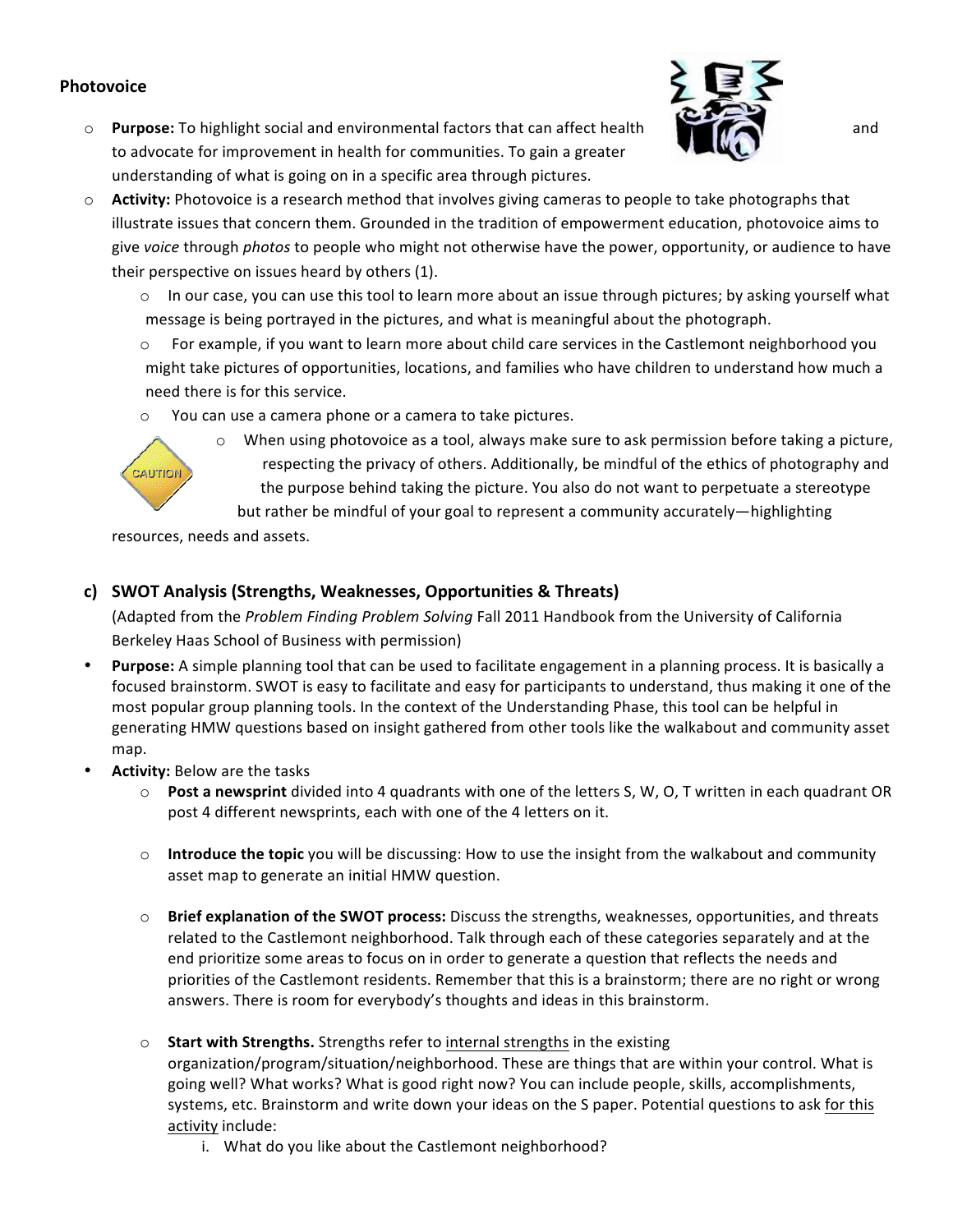**Photovoice**

- **Purpose:** To highlight social and environmental factors that can affect health and to advocate for improvement in health for communities. To gain a greater understanding of what is going on in a specific area through pictures.
- **Activity:** Photovoice is a research method that involves giving cameras to people to take photographs that illustrate issues that concern them. Grounded in the tradition of empowerment education, photovoice aims to give *voice* through *photos* to people who might not otherwise have the power, opportunity, or audience to have their perspective on issues heard by others (1).
  - In our case, you can use this tool to learn more about an issue through pictures; by asking yourself what message is being portrayed in the pictures, and what is meaningful about the photograph.
  - For example, if you want to learn more about child care services in the Castlemont neighborhood you might take pictures of opportunities, locations, and families who have children to understand how much a need there is for this service.
  - You can use a camera phone or a camera to take pictures.
  - When using photovoice as a tool, always make sure to ask permission before taking a picture, respecting the privacy of others. Additionally, be mindful of the ethics of photography and the purpose behind taking the picture. You also do not want to perpetuate a stereotype but rather be mindful of your goal to represent a community accurately—highlighting resources, needs and assets.

## c) SWOT Analysis (Strengths, Weaknesses, Opportunities & Threats)

(Adapted from the *Problem Finding Problem Solving* Fall 2011 Handbook from the University of California Berkeley Haas School of Business with permission)

- **Purpose:** A simple planning tool that can be used to facilitate engagement in a planning process. It is basically a focused brainstorm. SWOT is easy to facilitate and easy for participants to understand, thus making it one of the most popular group planning tools. In the context of the Understanding Phase, this tool can be helpful in generating HMW questions based on insight gathered from other tools like the walkabout and community asset map.
- **Activity:** Below are the tasks
  - **Post a newsprint** divided into 4 quadrants with one of the letters S, W, O, T written in each quadrant OR post 4 different newsprints, each with one of the 4 letters on it.
  - **Introduce the topic** you will be discussing: How to use the insight from the walkabout and community asset map to generate an initial HMW question.
  - **Brief explanation of the SWOT process:** Discuss the strengths, weaknesses, opportunities, and threats related to the Castlemont neighborhood. Talk through each of these categories separately and at the end prioritize some areas to focus on in order to generate a question that reflects the needs and priorities of the Castlemont residents. Remember that this is a brainstorm; there are no right or wrong answers. There is room for everybody's thoughts and ideas in this brainstorm.
  - **Start with Strengths.** Strengths refer to internal strengths in the existing organization/program/situation/neighborhood. These are things that are within your control. What is going well? What works? What is good right now? You can include people, skills, accomplishments, systems, etc. Brainstorm and write down your ideas on the S paper. Potential questions to ask for this activity include:
    i. What do you like about the Castlemont neighborhood?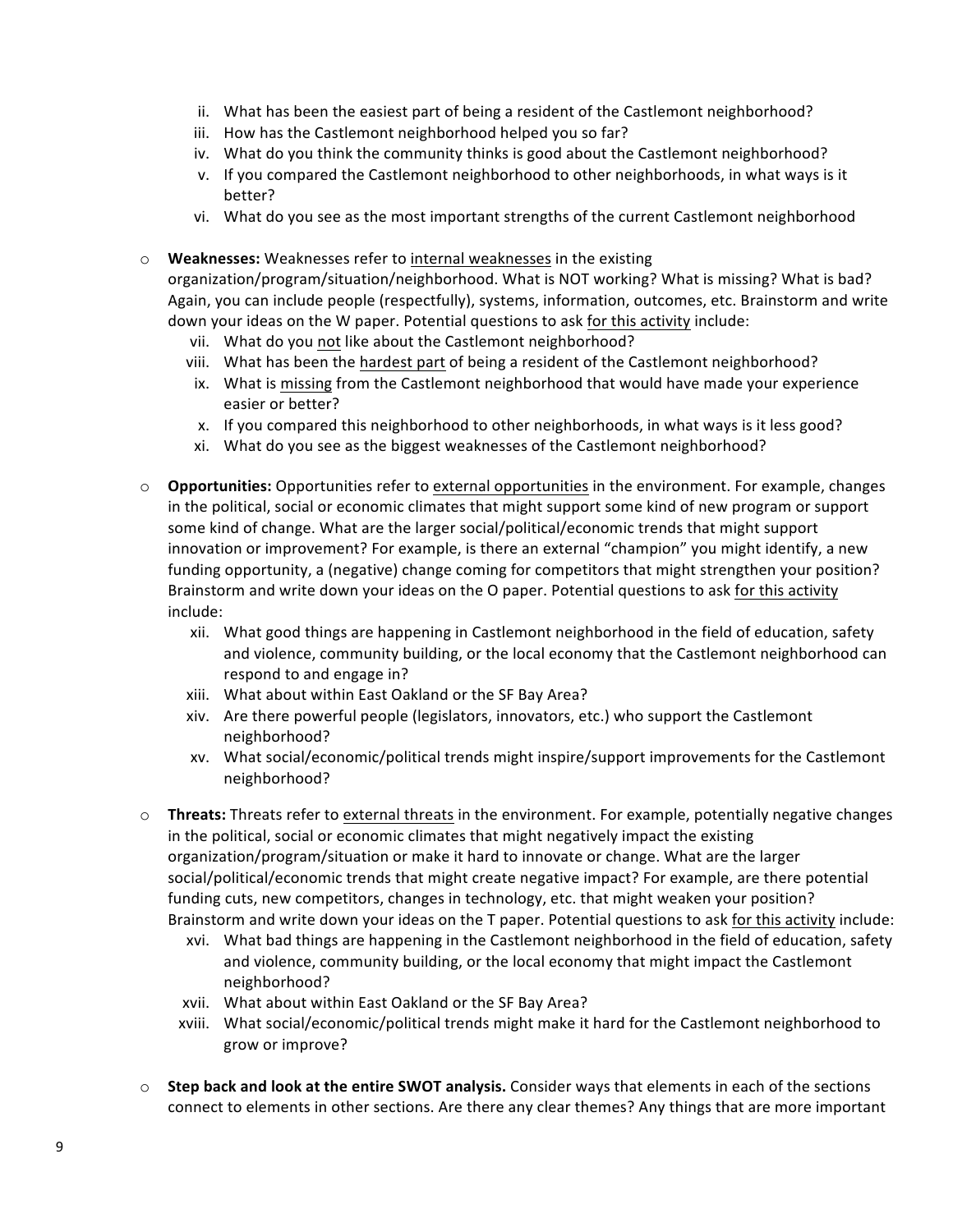ii. What has been the easiest part of being a resident of the Castlemont neighborhood?
iii. How has the Castlemont neighborhood helped you so far?
iv. What do you think the community thinks is good about the Castlemont neighborhood?
v. If you compared the Castlemont neighborhood to other neighborhoods, in what ways is it better?
vi. What do you see as the most important strengths of the current Castlemont neighborhood

- **Weaknesses:** Weaknesses refer to <u>internal weaknesses</u> in the existing organization/program/situation/neighborhood. What is NOT working? What is missing? What is bad? Again, you can include people (respectfully), systems, information, outcomes, etc. Brainstorm and write down your ideas on the W paper. Potential questions to ask <u>for this activity</u> include:
  vii. What do you <u>not</u> like about the Castlemont neighborhood?
  viii. What has been the <u>hardest part</u> of being a resident of the Castlemont neighborhood?
  ix. What is <u>missing</u> from the Castlemont neighborhood that would have made your experience easier or better?
  x. If you compared this neighborhood to other neighborhoods, in what ways is it less good?
  xi. What do you see as the biggest weaknesses of the Castlemont neighborhood?

- **Opportunities:** Opportunities refer to <u>external opportunities</u> in the environment. For example, changes in the political, social or economic climates that might support some kind of new program or support some kind of change. What are the larger social/political/economic trends that might support innovation or improvement? For example, is there an external "champion" you might identify, a new funding opportunity, a (negative) change coming for competitors that might strengthen your position? Brainstorm and write down your ideas on the O paper. Potential questions to ask <u>for this activity</u> include:
  xii. What good things are happening in Castlemont neighborhood in the field of education, safety and violence, community building, or the local economy that the Castlemont neighborhood can respond to and engage in?
  xiii. What about within East Oakland or the SF Bay Area?
  xiv. Are there powerful people (legislators, innovators, etc.) who support the Castlemont neighborhood?
  xv. What social/economic/political trends might inspire/support improvements for the Castlemont neighborhood?

- **Threats:** Threats refer to <u>external threats</u> in the environment. For example, potentially negative changes in the political, social or economic climates that might negatively impact the existing organization/program/situation or make it hard to innovate or change. What are the larger social/political/economic trends that might create negative impact? For example, are there potential funding cuts, new competitors, changes in technology, etc. that might weaken your position? Brainstorm and write down your ideas on the T paper. Potential questions to ask <u>for this activity</u> include:
  xvi. What bad things are happening in the Castlemont neighborhood in the field of education, safety and violence, community building, or the local economy that might impact the Castlemont neighborhood?
  xvii. What about within East Oakland or the SF Bay Area?
  xviii. What social/economic/political trends might make it hard for the Castlemont neighborhood to grow or improve?

- **Step back and look at the entire SWOT analysis.** Consider ways that elements in each of the sections connect to elements in other sections. Are there any clear themes? Any things that are more important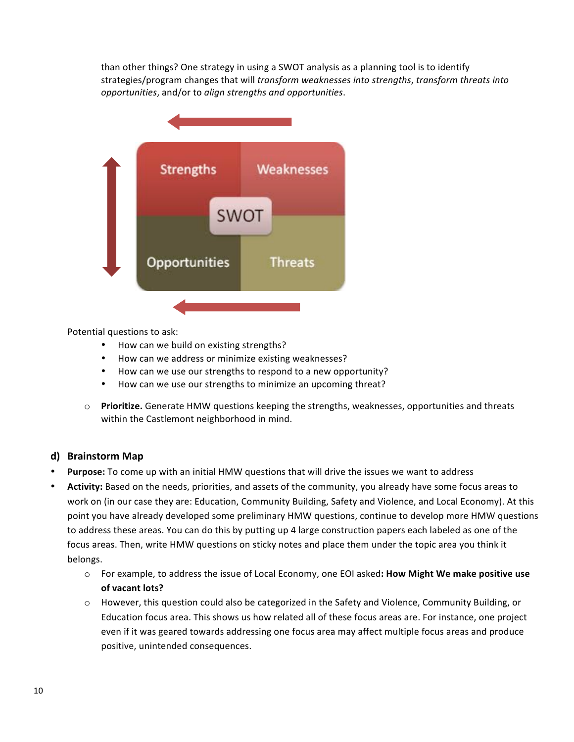than other things? One strategy in using a SWOT analysis as a planning tool is to identify strategies/program changes that will *transform weaknesses into strengths*, *transform threats into opportunities*, and/or to *align strengths and opportunities*.

Potential questions to ask:

- How can we build on existing strengths?
- How can we address or minimize existing weaknesses?
- How can we use our strengths to respond to a new opportunity?
- How can we use our strengths to minimize an upcoming threat?

  - **Prioritize.** Generate HMW questions keeping the strengths, weaknesses, opportunities and threats within the Castlemont neighborhood in mind.

### d) Brainstorm Map

- **Purpose:** To come up with an initial HMW questions that will drive the issues we want to address
- **Activity:** Based on the needs, priorities, and assets of the community, you already have some focus areas to work on (in our case they are: Education, Community Building, Safety and Violence, and Local Economy). At this point you have already developed some preliminary HMW questions, continue to develop more HMW questions to address these areas. You can do this by putting up 4 large construction papers each labeled as one of the focus areas. Then, write HMW questions on sticky notes and place them under the topic area you think it belongs.
  - For example, to address the issue of Local Economy, one EOI asked**: How Might We make positive use of vacant lots?**
  - However, this question could also be categorized in the Safety and Violence, Community Building, or Education focus area. This shows us how related all of these focus areas are. For instance, one project even if it was geared towards addressing one focus area may affect multiple focus areas and produce positive, unintended consequences.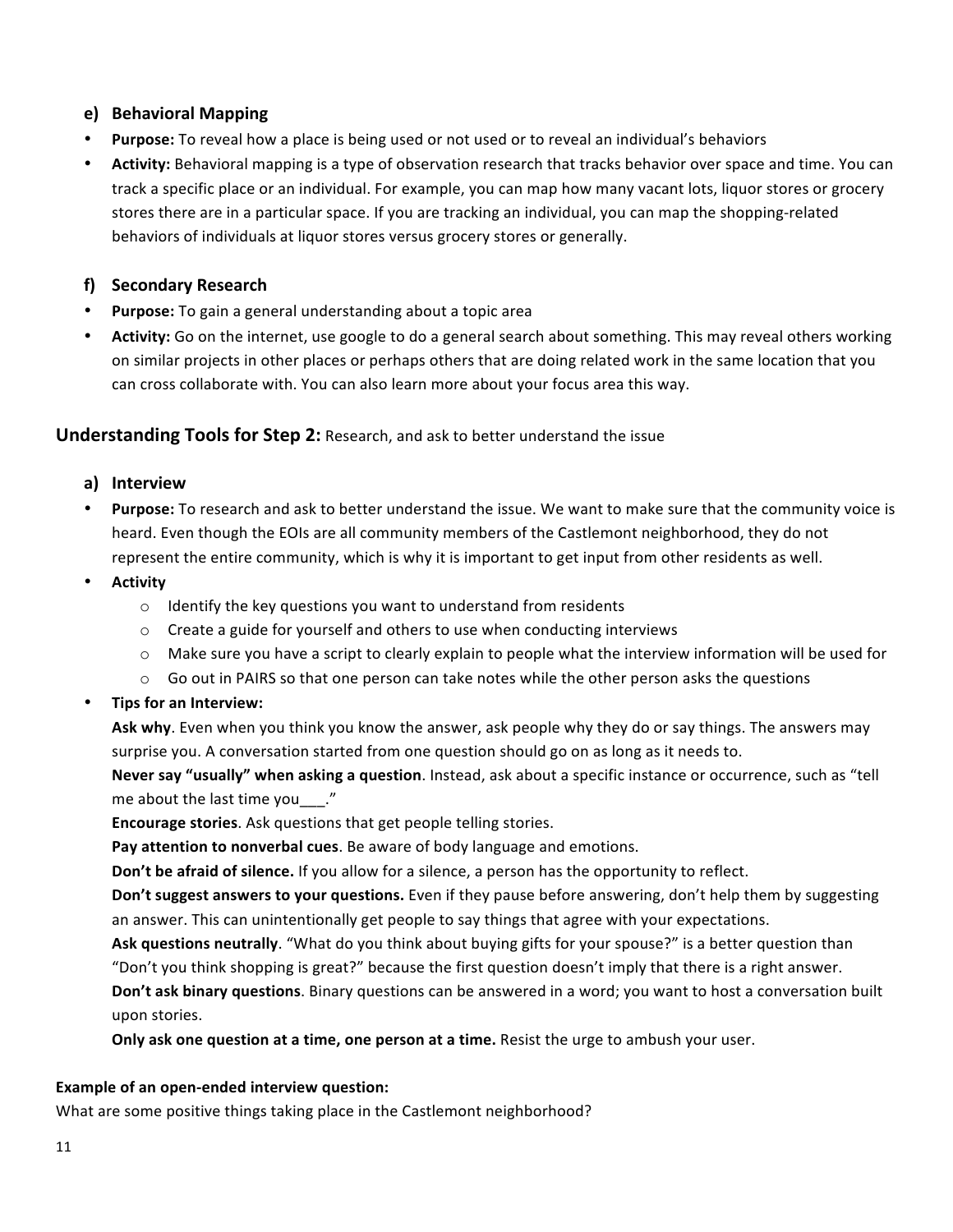### e) Behavioral Mapping

- **Purpose:** To reveal how a place is being used or not used or to reveal an individual's behaviors
- **Activity:** Behavioral mapping is a type of observation research that tracks behavior over space and time. You can track a specific place or an individual. For example, you can map how many vacant lots, liquor stores or grocery stores there are in a particular space. If you are tracking an individual, you can map the shopping-related behaviors of individuals at liquor stores versus grocery stores or generally.

### f) Secondary Research

- **Purpose:** To gain a general understanding about a topic area
- **Activity:** Go on the internet, use google to do a general search about something. This may reveal others working on similar projects in other places or perhaps others that are doing related work in the same location that you can cross collaborate with. You can also learn more about your focus area this way.

## Understanding Tools for Step 2: Research, and ask to better understand the issue

### a) Interview

- **Purpose:** To research and ask to better understand the issue. We want to make sure that the community voice is heard. Even though the EOIs are all community members of the Castlemont neighborhood, they do not represent the entire community, which is why it is important to get input from other residents as well.
- **Activity**
  - Identify the key questions you want to understand from residents
  - Create a guide for yourself and others to use when conducting interviews
  - Make sure you have a script to clearly explain to people what the interview information will be used for
  - Go out in PAIRS so that one person can take notes while the other person asks the questions
- **Tips for an Interview:**

  **Ask why**. Even when you think you know the answer, ask people why they do or say things. The answers may surprise you. A conversation started from one question should go on as long as it needs to.

  **Never say "usually" when asking a question**. Instead, ask about a specific instance or occurrence, such as "tell me about the last time you___."

  **Encourage stories**. Ask questions that get people telling stories.

  **Pay attention to nonverbal cues**. Be aware of body language and emotions.

  **Don't be afraid of silence.** If you allow for a silence, a person has the opportunity to reflect.

  **Don't suggest answers to your questions.** Even if they pause before answering, don't help them by suggesting an answer. This can unintentionally get people to say things that agree with your expectations.

  **Ask questions neutrally**. "What do you think about buying gifts for your spouse?" is a better question than "Don't you think shopping is great?" because the first question doesn't imply that there is a right answer.

  **Don't ask binary questions**. Binary questions can be answered in a word; you want to host a conversation built upon stories.

  **Only ask one question at a time, one person at a time.** Resist the urge to ambush your user.

**Example of an open-ended interview question:**

What are some positive things taking place in the Castlemont neighborhood?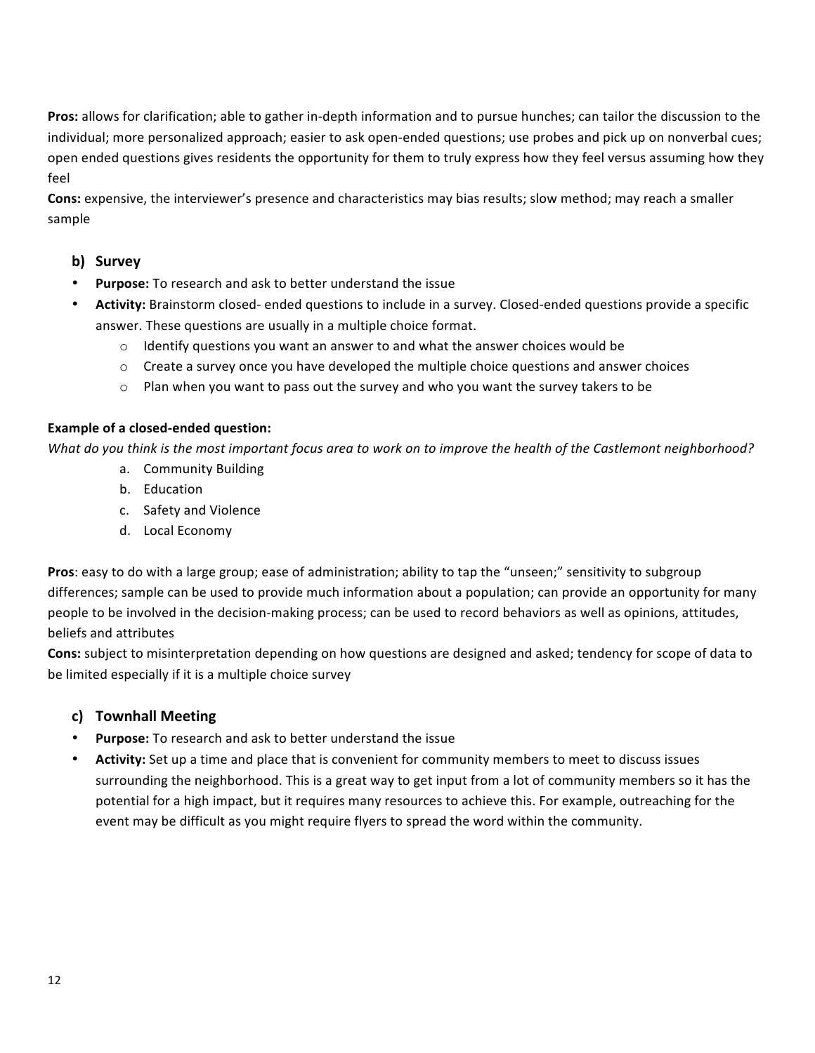**Pros:** allows for clarification; able to gather in-depth information and to pursue hunches; can tailor the discussion to the individual; more personalized approach; easier to ask open-ended questions; use probes and pick up on nonverbal cues; open ended questions gives residents the opportunity for them to truly express how they feel versus assuming how they feel

**Cons:** expensive, the interviewer's presence and characteristics may bias results; slow method; may reach a smaller sample

### b) Survey

- **Purpose:** To research and ask to better understand the issue
- **Activity:** Brainstorm closed- ended questions to include in a survey. Closed-ended questions provide a specific answer. These questions are usually in a multiple choice format.
  - Identify questions you want an answer to and what the answer choices would be
  - Create a survey once you have developed the multiple choice questions and answer choices
  - Plan when you want to pass out the survey and who you want the survey takers to be

**Example of a closed-ended question:**

*What do you think is the most important focus area to work on to improve the health of the Castlemont neighborhood?*

a. Community Building
b. Education
c. Safety and Violence
d. Local Economy

**Pros**: easy to do with a large group; ease of administration; ability to tap the "unseen;" sensitivity to subgroup differences; sample can be used to provide much information about a population; can provide an opportunity for many people to be involved in the decision-making process; can be used to record behaviors as well as opinions, attitudes, beliefs and attributes

**Cons:** subject to misinterpretation depending on how questions are designed and asked; tendency for scope of data to be limited especially if it is a multiple choice survey

### c) Townhall Meeting

- **Purpose:** To research and ask to better understand the issue
- **Activity:** Set up a time and place that is convenient for community members to meet to discuss issues surrounding the neighborhood. This is a great way to get input from a lot of community members so it has the potential for a high impact, but it requires many resources to achieve this. For example, outreaching for the event may be difficult as you might require flyers to spread the word within the community.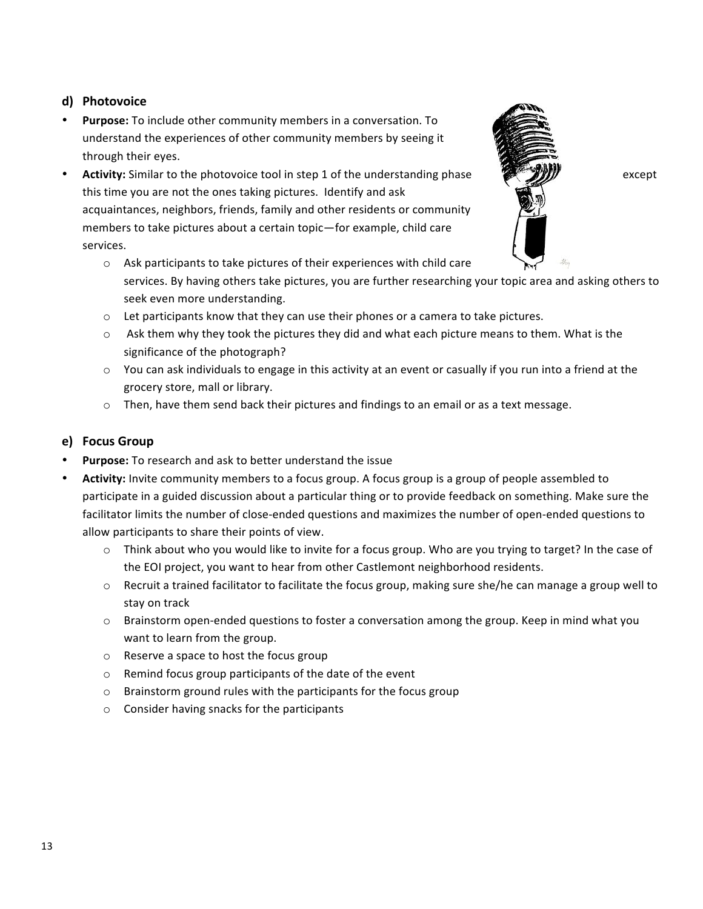### d) Photovoice

- **Purpose:** To include other community members in a conversation. To understand the experiences of other community members by seeing it through their eyes.
- **Activity:** Similar to the photovoice tool in step 1 of the understanding phase except this time you are not the ones taking pictures. Identify and ask acquaintances, neighbors, friends, family and other residents or community members to take pictures about a certain topic—for example, child care services.
  - Ask participants to take pictures of their experiences with child care services. By having others take pictures, you are further researching your topic area and asking others to seek even more understanding.
  - Let participants know that they can use their phones or a camera to take pictures.
  - Ask them why they took the pictures they did and what each picture means to them. What is the significance of the photograph?
  - You can ask individuals to engage in this activity at an event or casually if you run into a friend at the grocery store, mall or library.
  - Then, have them send back their pictures and findings to an email or as a text message.

### e) Focus Group

- **Purpose:** To research and ask to better understand the issue
- **Activity:** Invite community members to a focus group. A focus group is a group of people assembled to participate in a guided discussion about a particular thing or to provide feedback on something. Make sure the facilitator limits the number of close-ended questions and maximizes the number of open-ended questions to allow participants to share their points of view.
  - Think about who you would like to invite for a focus group. Who are you trying to target? In the case of the EOI project, you want to hear from other Castlemont neighborhood residents.
  - Recruit a trained facilitator to facilitate the focus group, making sure she/he can manage a group well to stay on track
  - Brainstorm open-ended questions to foster a conversation among the group. Keep in mind what you want to learn from the group.
  - Reserve a space to host the focus group
  - Remind focus group participants of the date of the event
  - Brainstorm ground rules with the participants for the focus group
  - Consider having snacks for the participants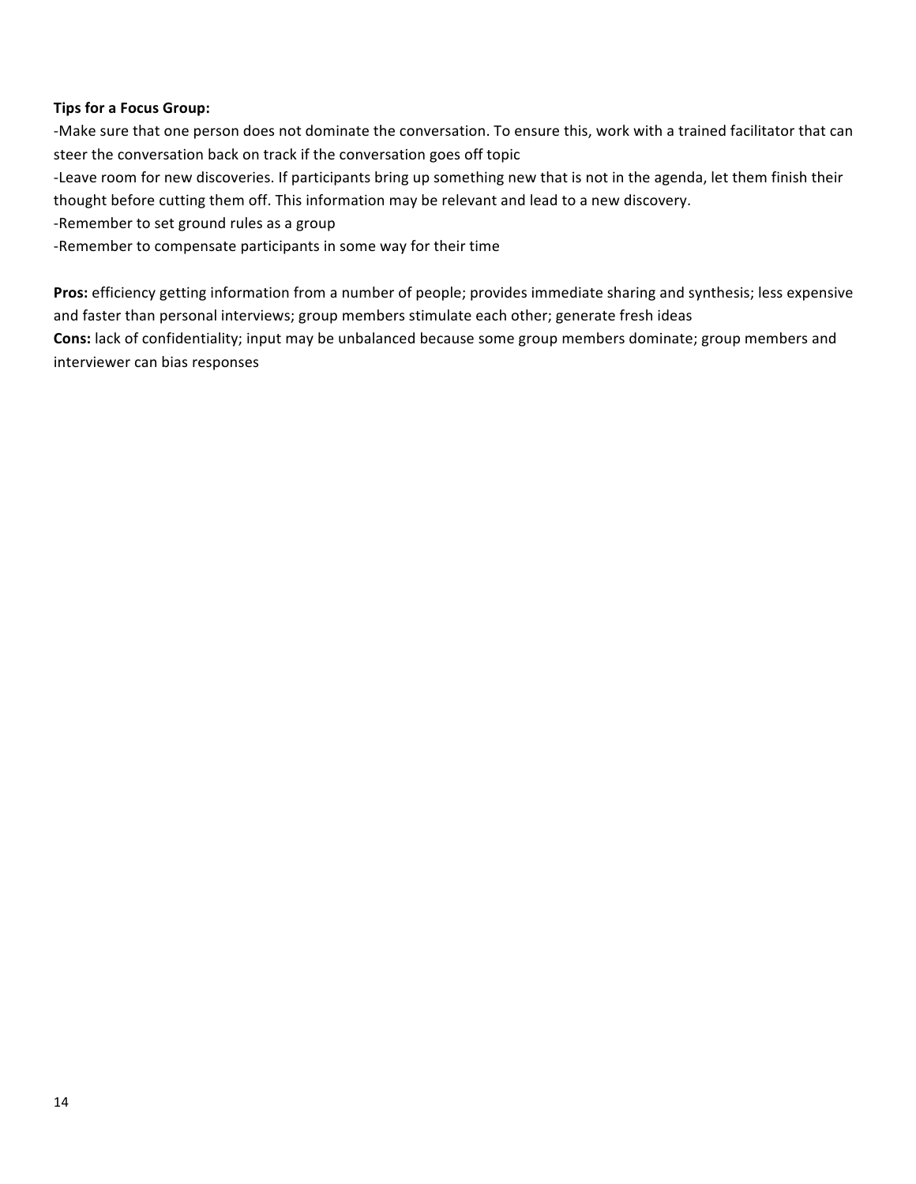**Tips for a Focus Group:**

-Make sure that one person does not dominate the conversation. To ensure this, work with a trained facilitator that can steer the conversation back on track if the conversation goes off topic

-Leave room for new discoveries. If participants bring up something new that is not in the agenda, let them finish their thought before cutting them off. This information may be relevant and lead to a new discovery.

-Remember to set ground rules as a group

-Remember to compensate participants in some way for their time

**Pros:** efficiency getting information from a number of people; provides immediate sharing and synthesis; less expensive and faster than personal interviews; group members stimulate each other; generate fresh ideas

**Cons:** lack of confidentiality; input may be unbalanced because some group members dominate; group members and interviewer can bias responses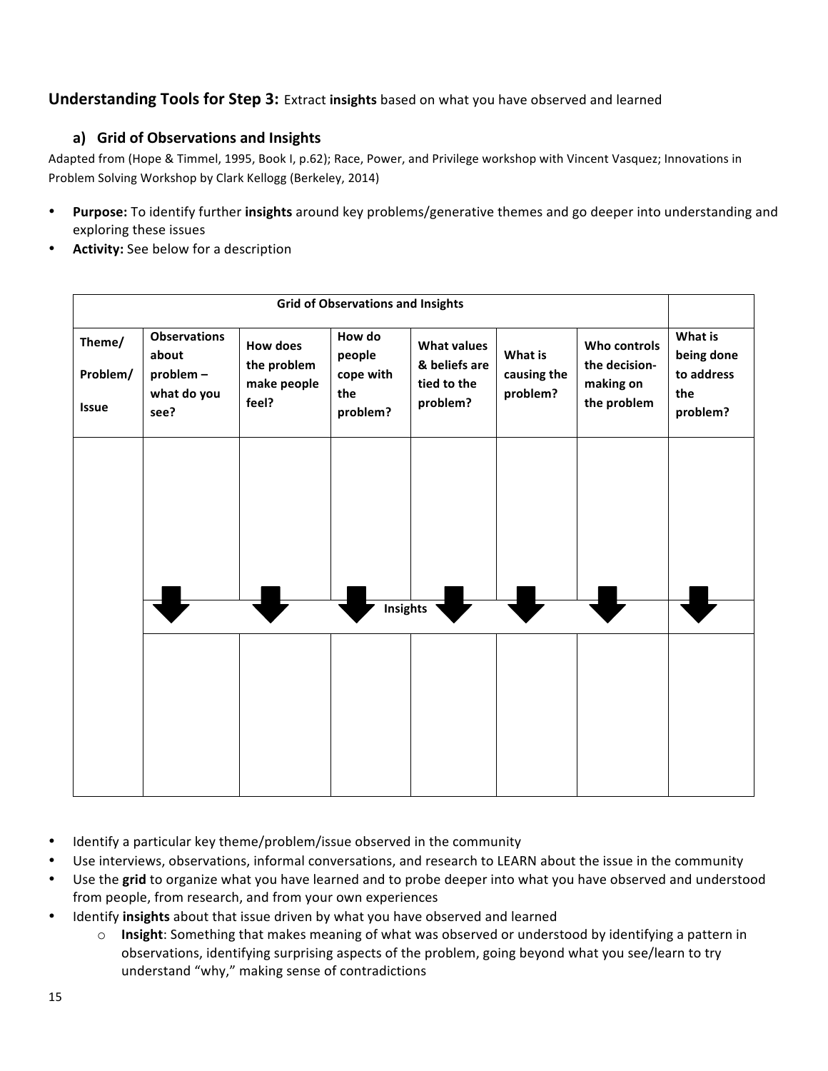## Understanding Tools for Step 3: Extract **insights** based on what you have observed and learned

### a) Grid of Observations and Insights

Adapted from (Hope & Timmel, 1995, Book I, p.62); Race, Power, and Privilege workshop with Vincent Vasquez; Innovations in Problem Solving Workshop by Clark Kellogg (Berkeley, 2014)

- **Purpose:** To identify further **insights** around key problems/generative themes and go deeper into understanding and exploring these issues
- **Activity:** See below for a description

| Grid of Observations and Insights | | | | | | | |
|---|---|---|---|---|---|---|---|
| **Theme/ Problem/ Issue** | **Observations about problem – what do you see?** | **How does the problem make people feel?** | **How do people cope with the problem?** | **What values & beliefs are tied to the problem?** | **What is causing the problem?** | **Who controls the decision-making on the problem** | **What is being done to address the problem?** |
| | | | | | | | |
| | ↓ | ↓ | ↓ **Insights** | ↓ | ↓ | ↓ | ↓ |
| | | | | | | | |

- Identify a particular key theme/problem/issue observed in the community
- Use interviews, observations, informal conversations, and research to LEARN about the issue in the community
- Use the **grid** to organize what you have learned and to probe deeper into what you have observed and understood from people, from research, and from your own experiences
- Identify **insights** about that issue driven by what you have observed and learned
  - **Insight**: Something that makes meaning of what was observed or understood by identifying a pattern in observations, identifying surprising aspects of the problem, going beyond what you see/learn to try understand "why," making sense of contradictions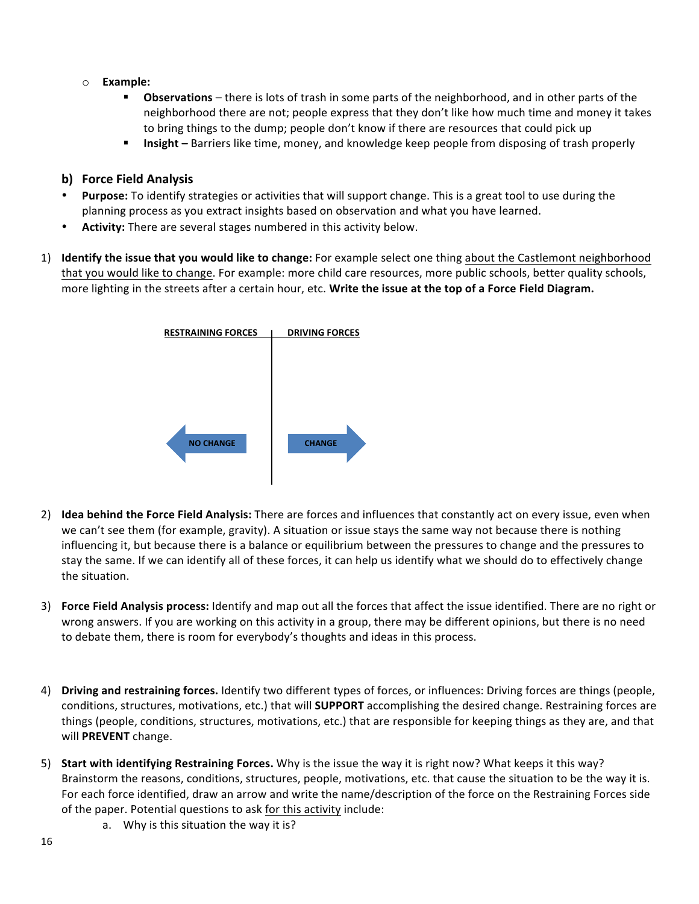- **Example:**
  - **Observations** – there is lots of trash in some parts of the neighborhood, and in other parts of the neighborhood there are not; people express that they don't like how much time and money it takes to bring things to the dump; people don't know if there are resources that could pick up
  - **Insight –** Barriers like time, money, and knowledge keep people from disposing of trash properly

### b) Force Field Analysis

- **Purpose:** To identify strategies or activities that will support change. This is a great tool to use during the planning process as you extract insights based on observation and what you have learned.
- **Activity:** There are several stages numbered in this activity below.

1) **Identify the issue that you would like to change:** For example select one thing about the Castlemont neighborhood that you would like to change. For example: more child care resources, more public schools, better quality schools, more lighting in the streets after a certain hour, etc. **Write the issue at the top of a Force Field Diagram.**

| RESTRAINING FORCES | DRIVING FORCES |
|---|---|
| ← NO CHANGE | CHANGE → |

2) **Idea behind the Force Field Analysis:** There are forces and influences that constantly act on every issue, even when we can't see them (for example, gravity). A situation or issue stays the same way not because there is nothing influencing it, but because there is a balance or equilibrium between the pressures to change and the pressures to stay the same. If we can identify all of these forces, it can help us identify what we should do to effectively change the situation.

3) **Force Field Analysis process:** Identify and map out all the forces that affect the issue identified. There are no right or wrong answers. If you are working on this activity in a group, there may be different opinions, but there is no need to debate them, there is room for everybody's thoughts and ideas in this process.

4) **Driving and restraining forces.** Identify two different types of forces, or influences: Driving forces are things (people, conditions, structures, motivations, etc.) that will **SUPPORT** accomplishing the desired change. Restraining forces are things (people, conditions, structures, motivations, etc.) that are responsible for keeping things as they are, and that will **PREVENT** change.

5) **Start with identifying Restraining Forces.** Why is the issue the way it is right now? What keeps it this way? Brainstorm the reasons, conditions, structures, people, motivations, etc. that cause the situation to be the way it is. For each force identified, draw an arrow and write the name/description of the force on the Restraining Forces side of the paper. Potential questions to ask for this activity include:
   a. Why is this situation the way it is?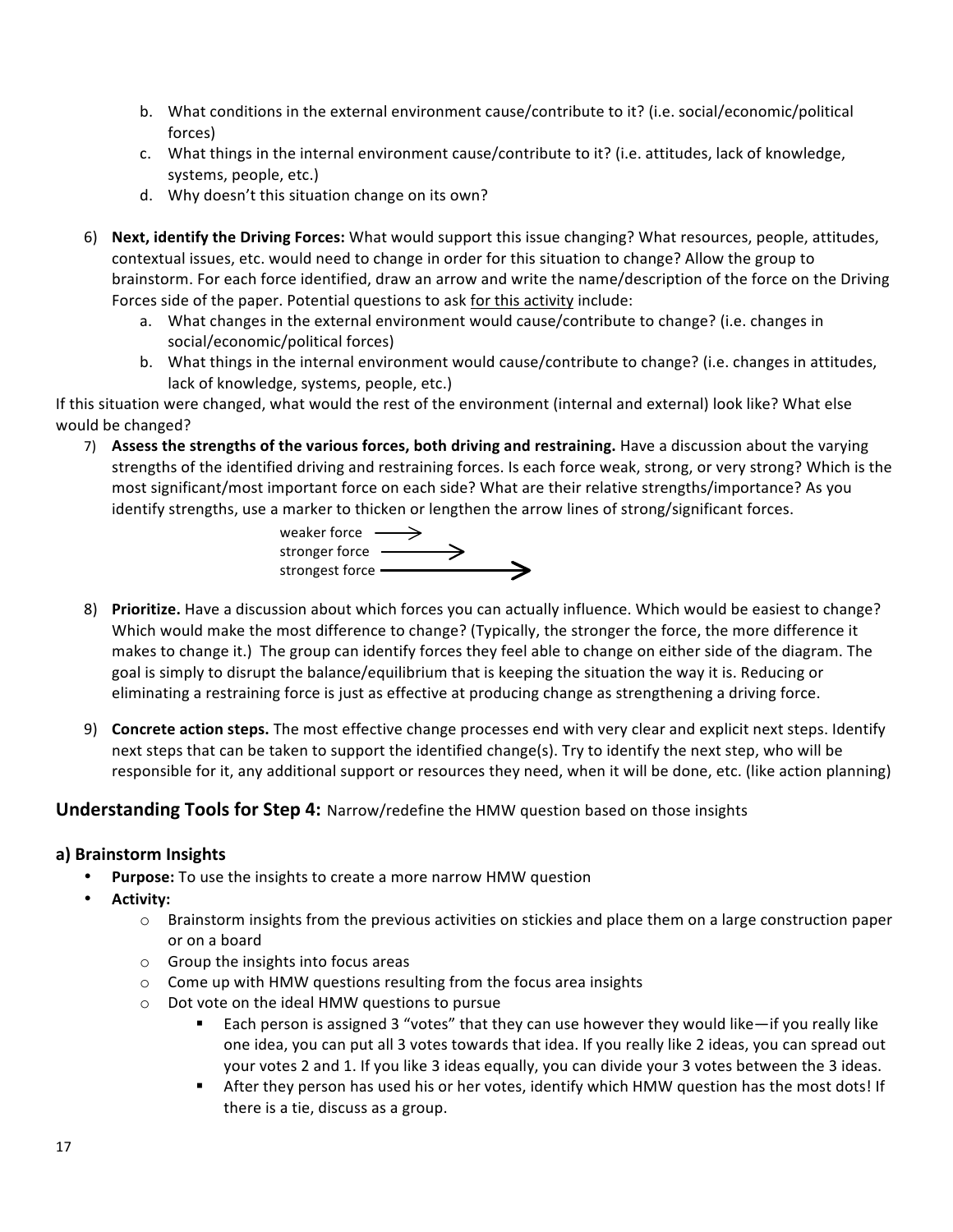b. What conditions in the external environment cause/contribute to it? (i.e. social/economic/political forces)
   c. What things in the internal environment cause/contribute to it? (i.e. attitudes, lack of knowledge, systems, people, etc.)
   d. Why doesn't this situation change on its own?

6) **Next, identify the Driving Forces:** What would support this issue changing? What resources, people, attitudes, contextual issues, etc. would need to change in order for this situation to change? Allow the group to brainstorm. For each force identified, draw an arrow and write the name/description of the force on the Driving Forces side of the paper. Potential questions to ask <u>for this activity</u> include:
   a. What changes in the external environment would cause/contribute to change? (i.e. changes in social/economic/political forces)
   b. What things in the internal environment would cause/contribute to change? (i.e. changes in attitudes, lack of knowledge, systems, people, etc.)

If this situation were changed, what would the rest of the environment (internal and external) look like? What else would be changed?

7) **Assess the strengths of the various forces, both driving and restraining.** Have a discussion about the varying strengths of the identified driving and restraining forces. Is each force weak, strong, or very strong? Which is the most significant/most important force on each side? What are their relative strengths/importance? As you identify strengths, use a marker to thicken or lengthen the arrow lines of strong/significant forces.

   weaker force ⟶
   stronger force ⟶
   strongest force ⟶

8) **Prioritize.** Have a discussion about which forces you can actually influence. Which would be easiest to change? Which would make the most difference to change? (Typically, the stronger the force, the more difference it makes to change it.) The group can identify forces they feel able to change on either side of the diagram. The goal is simply to disrupt the balance/equilibrium that is keeping the situation the way it is. Reducing or eliminating a restraining force is just as effective at producing change as strengthening a driving force.

9) **Concrete action steps.** The most effective change processes end with very clear and explicit next steps. Identify next steps that can be taken to support the identified change(s). Try to identify the next step, who will be responsible for it, any additional support or resources they need, when it will be done, etc. (like action planning)

## Understanding Tools for Step 4: Narrow/redefine the HMW question based on those insights

### a) Brainstorm Insights

- **Purpose:** To use the insights to create a more narrow HMW question
- **Activity:**
  - Brainstorm insights from the previous activities on stickies and place them on a large construction paper or on a board
  - Group the insights into focus areas
  - Come up with HMW questions resulting from the focus area insights
  - Dot vote on the ideal HMW questions to pursue
    - Each person is assigned 3 "votes" that they can use however they would like—if you really like one idea, you can put all 3 votes towards that idea. If you really like 2 ideas, you can spread out your votes 2 and 1. If you like 3 ideas equally, you can divide your 3 votes between the 3 ideas.
    - After they person has used his or her votes, identify which HMW question has the most dots! If there is a tie, discuss as a group.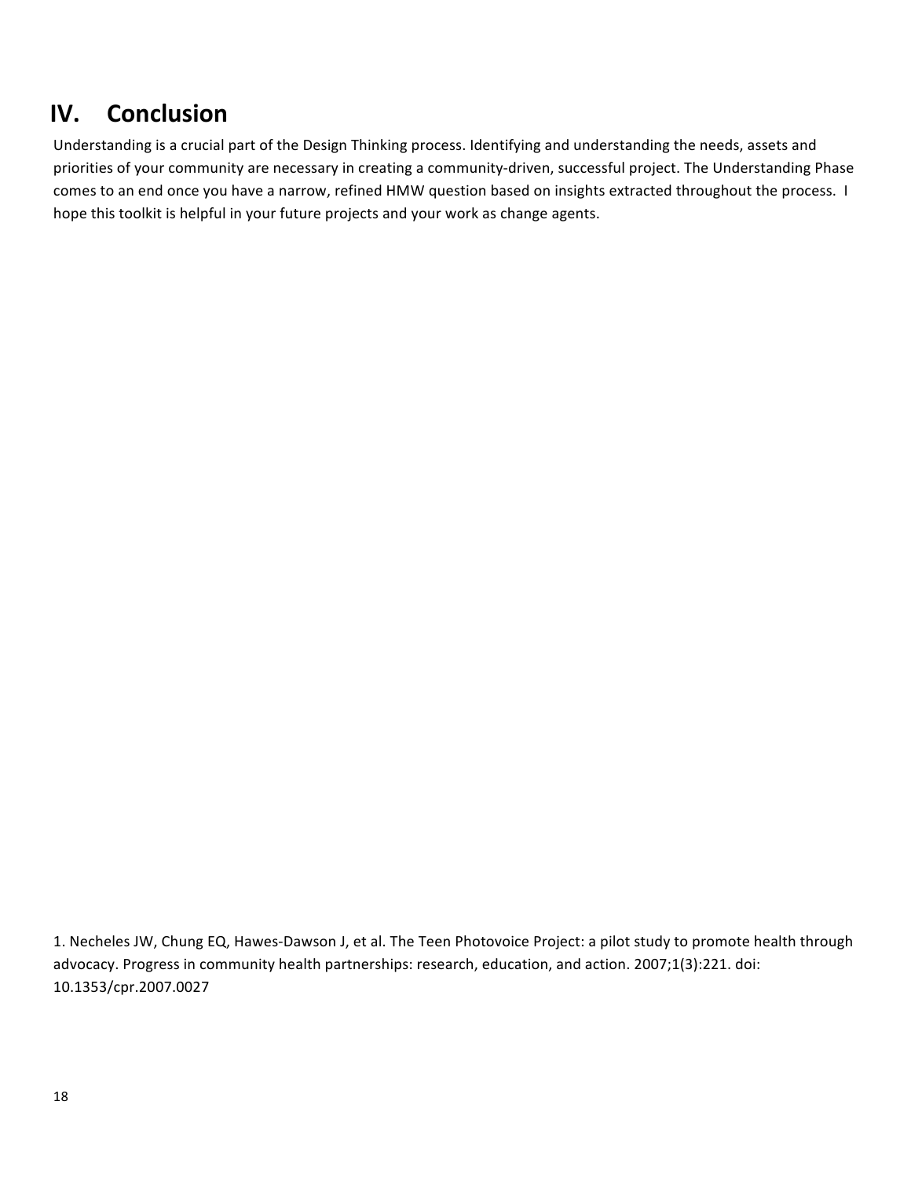# IV. Conclusion

Understanding is a crucial part of the Design Thinking process. Identifying and understanding the needs, assets and priorities of your community are necessary in creating a community-driven, successful project. The Understanding Phase comes to an end once you have a narrow, refined HMW question based on insights extracted throughout the process. I hope this toolkit is helpful in your future projects and your work as change agents.

1. Necheles JW, Chung EQ, Hawes-Dawson J, et al. The Teen Photovoice Project: a pilot study to promote health through advocacy. Progress in community health partnerships: research, education, and action. 2007;1(3):221. doi: 10.1353/cpr.2007.0027